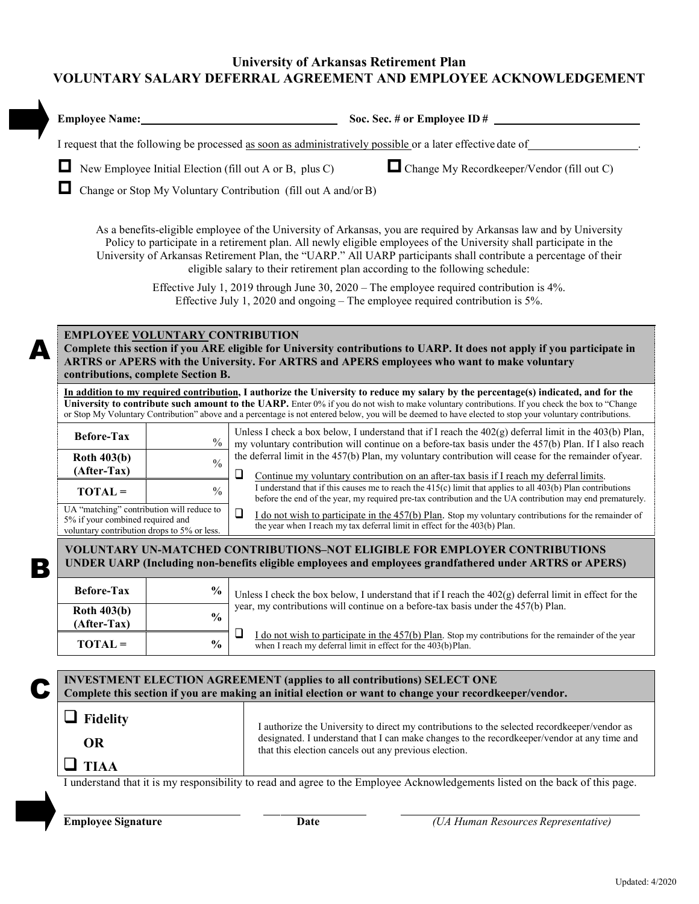# University of Arkansas Retirement Plan
## VOLUNTARY SALARY DEFERRAL AGREEMENT AND EMPLOYEE ACKNOWLEDGEMENT

**Employee Name:** ______________________ **Soc. Sec. # or Employee ID #** ______________________

I request that the following be processed as soon as administratively possible or a later effective date of __________________.

☐ New Employee Initial Election (fill out A or B, plus C) ☐ Change My Recordkeeper/Vendor (fill out C)

☐ Change or Stop My Voluntary Contribution (fill out A and/or B)

As a benefits-eligible employee of the University of Arkansas, you are required by Arkansas law and by University Policy to participate in a retirement plan. All newly eligible employees of the University shall participate in the University of Arkansas Retirement Plan, the "UARP." All UARP participants shall contribute a percentage of their eligible salary to their retirement plan according to the following schedule:

Effective July 1, 2019 through June 30, 2020 – The employee required contribution is 4%.
Effective July 1, 2020 and ongoing – The employee required contribution is 5%.

## A

**EMPLOYEE VOLUNTARY CONTRIBUTION**
**Complete this section if you ARE eligible for University contributions to UARP. It does not apply if you participate in ARTRS or APERS with the University. For ARTRS and APERS employees who want to make voluntary contributions, complete Section B.**

**In addition to my required contribution, I authorize the University to reduce my salary by the percentage(s) indicated, and for the University to contribute such amount to the UARP.** Enter 0% if you do not wish to make voluntary contributions. If you check the box to "Change or Stop My Voluntary Contribution" above and a percentage is not entered below, you will be deemed to have elected to stop your voluntary contributions.

| | |
|---|---|
| **Before-Tax** | % |
| **Roth 403(b) (After-Tax)** | % |
| **TOTAL =** | % |

UA "matching" contribution will reduce to 5% if your combined required and voluntary contribution drops to 5% or less.

Unless I check a box below, I understand that if I reach the 402(g) deferral limit in the 403(b) Plan, my voluntary contribution will continue on a before-tax basis under the 457(b) Plan. If I also reach the deferral limit in the 457(b) Plan, my voluntary contribution will cease for the remainder of year.

☐ Continue my voluntary contribution on an after-tax basis if I reach my deferral limits.
I understand that if this causes me to reach the 415(c) limit that applies to all 403(b) Plan contributions before the end of the year, my required pre-tax contribution and the UA contribution may end prematurely.

☐ I do not wish to participate in the 457(b) Plan. Stop my voluntary contributions for the remainder of the year when I reach my tax deferral limit in effect for the 403(b) Plan.

## B

**VOLUNTARY UN-MATCHED CONTRIBUTIONS–NOT ELIGIBLE FOR EMPLOYER CONTRIBUTIONS UNDER UARP (Including non-benefits eligible employees and employees grandfathered under ARTRS or APERS)**

| | |
|---|---|
| **Before-Tax** | **%** |
| **Roth 403(b) (After-Tax)** | **%** |
| **TOTAL =** | **%** |

Unless I check the box below, I understand that if I reach the 402(g) deferral limit in effect for the year, my contributions will continue on a before-tax basis under the 457(b) Plan.

☐ I do not wish to participate in the 457(b) Plan. Stop my contributions for the remainder of the year when I reach my deferral limit in effect for the 403(b) Plan.

## C

**INVESTMENT ELECTION AGREEMENT (applies to all contributions) SELECT ONE**
**Complete this section if you are making an initial election or want to change your recordkeeper/vendor.**

☐ **Fidelity**

**OR**

☐ **TIAA**

I authorize the University to direct my contributions to the selected recordkeeper/vendor as designated. I understand that I can make changes to the recordkeeper/vendor at any time and that this election cancels out any previous election.

I understand that it is my responsibility to read and agree to the Employee Acknowledgements listed on the back of this page.

______________________ ______________ ______________________
**Employee Signature** **Date** *(UA Human Resources Representative)*

Updated: 4/2020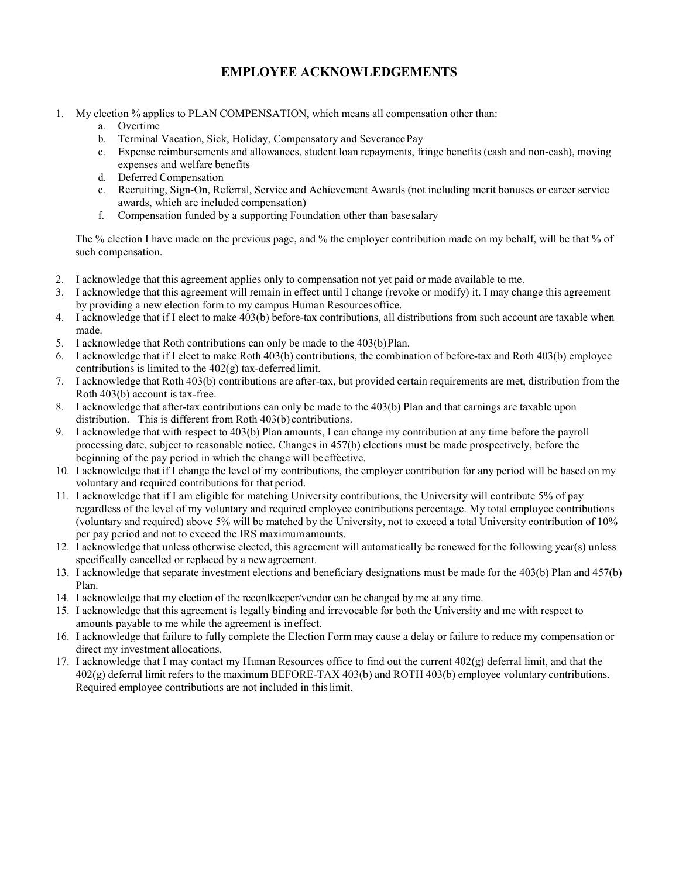# EMPLOYEE ACKNOWLEDGEMENTS

1. My election % applies to PLAN COMPENSATION, which means all compensation other than:
   a. Overtime
   b. Terminal Vacation, Sick, Holiday, Compensatory and Severance Pay
   c. Expense reimbursements and allowances, student loan repayments, fringe benefits (cash and non-cash), moving expenses and welfare benefits
   d. Deferred Compensation
   e. Recruiting, Sign-On, Referral, Service and Achievement Awards (not including merit bonuses or career service awards, which are included compensation)
   f. Compensation funded by a supporting Foundation other than base salary

   The % election I have made on the previous page, and % the employer contribution made on my behalf, will be that % of such compensation.

2. I acknowledge that this agreement applies only to compensation not yet paid or made available to me.
3. I acknowledge that this agreement will remain in effect until I change (revoke or modify) it. I may change this agreement by providing a new election form to my campus Human Resources office.
4. I acknowledge that if I elect to make 403(b) before-tax contributions, all distributions from such account are taxable when made.
5. I acknowledge that Roth contributions can only be made to the 403(b) Plan.
6. I acknowledge that if I elect to make Roth 403(b) contributions, the combination of before-tax and Roth 403(b) employee contributions is limited to the 402(g) tax-deferred limit.
7. I acknowledge that Roth 403(b) contributions are after-tax, but provided certain requirements are met, distribution from the Roth 403(b) account is tax-free.
8. I acknowledge that after-tax contributions can only be made to the 403(b) Plan and that earnings are taxable upon distribution. This is different from Roth 403(b) contributions.
9. I acknowledge that with respect to 403(b) Plan amounts, I can change my contribution at any time before the payroll processing date, subject to reasonable notice. Changes in 457(b) elections must be made prospectively, before the beginning of the pay period in which the change will be effective.
10. I acknowledge that if I change the level of my contributions, the employer contribution for any period will be based on my voluntary and required contributions for that period.
11. I acknowledge that if I am eligible for matching University contributions, the University will contribute 5% of pay regardless of the level of my voluntary and required employee contributions percentage. My total employee contributions (voluntary and required) above 5% will be matched by the University, not to exceed a total University contribution of 10% per pay period and not to exceed the IRS maximum amounts.
12. I acknowledge that unless otherwise elected, this agreement will automatically be renewed for the following year(s) unless specifically cancelled or replaced by a new agreement.
13. I acknowledge that separate investment elections and beneficiary designations must be made for the 403(b) Plan and 457(b) Plan.
14. I acknowledge that my election of the recordkeeper/vendor can be changed by me at any time.
15. I acknowledge that this agreement is legally binding and irrevocable for both the University and me with respect to amounts payable to me while the agreement is in effect.
16. I acknowledge that failure to fully complete the Election Form may cause a delay or failure to reduce my compensation or direct my investment allocations.
17. I acknowledge that I may contact my Human Resources office to find out the current 402(g) deferral limit, and that the 402(g) deferral limit refers to the maximum BEFORE-TAX 403(b) and ROTH 403(b) employee voluntary contributions. Required employee contributions are not included in this limit.